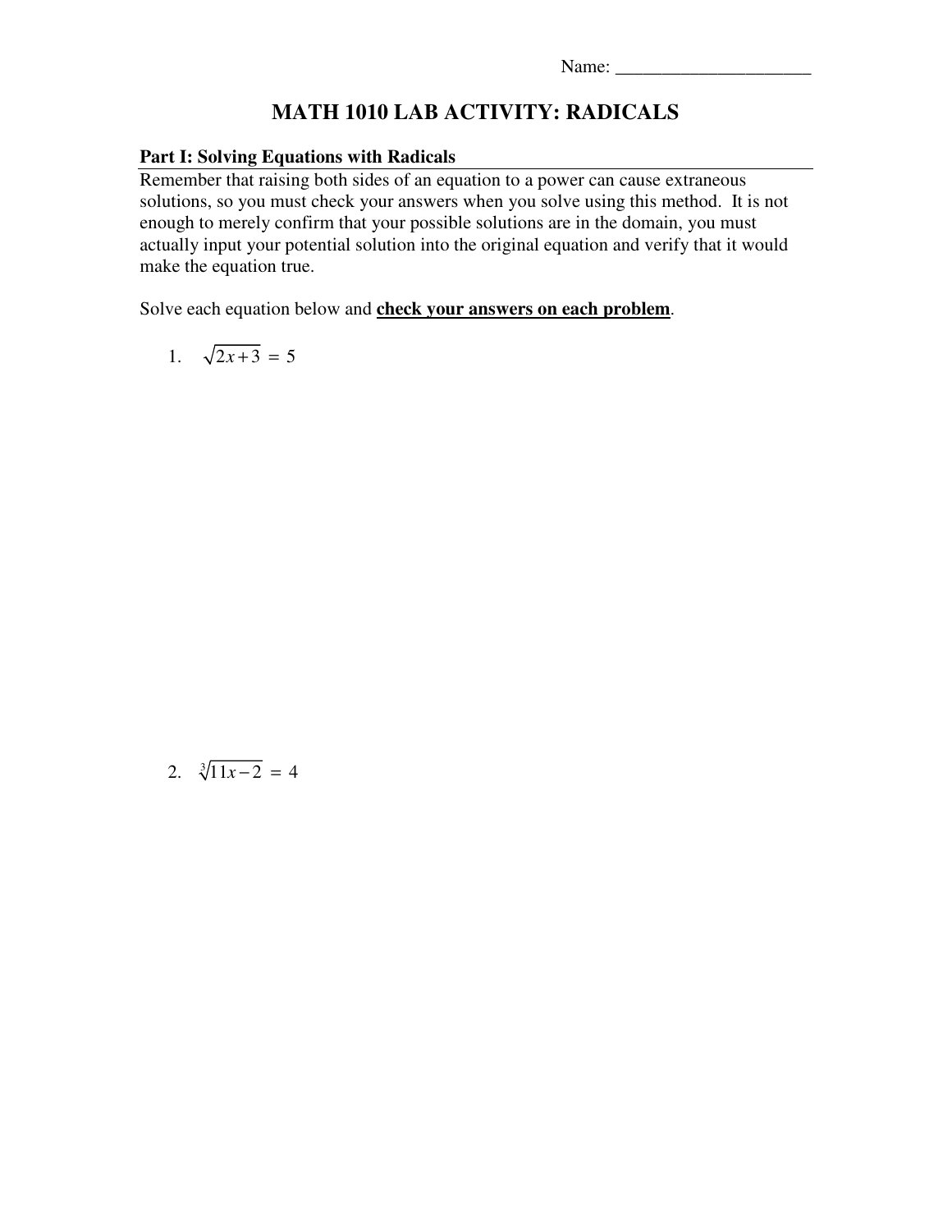Name: ______________________

# MATH 1010 LAB ACTIVITY: RADICALS

## Part I: Solving Equations with Radicals

Remember that raising both sides of an equation to a power can cause extraneous solutions, so you must check your answers when you solve using this method. It is not enough to merely confirm that your possible solutions are in the domain, you must actually input your potential solution into the original equation and verify that it would make the equation true.

Solve each equation below and **check your answers on each problem**.

1. $\sqrt{2x+3} = 5$

2. $\sqrt[3]{11x-2} = 4$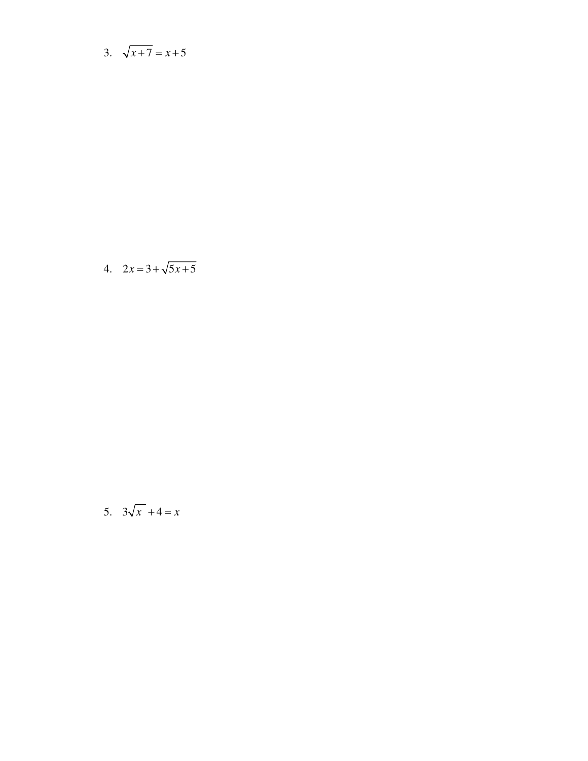3. $\sqrt{x+7} = x+5$

4. $2x = 3 + \sqrt{5x+5}$

5. $3\sqrt{x} + 4 = x$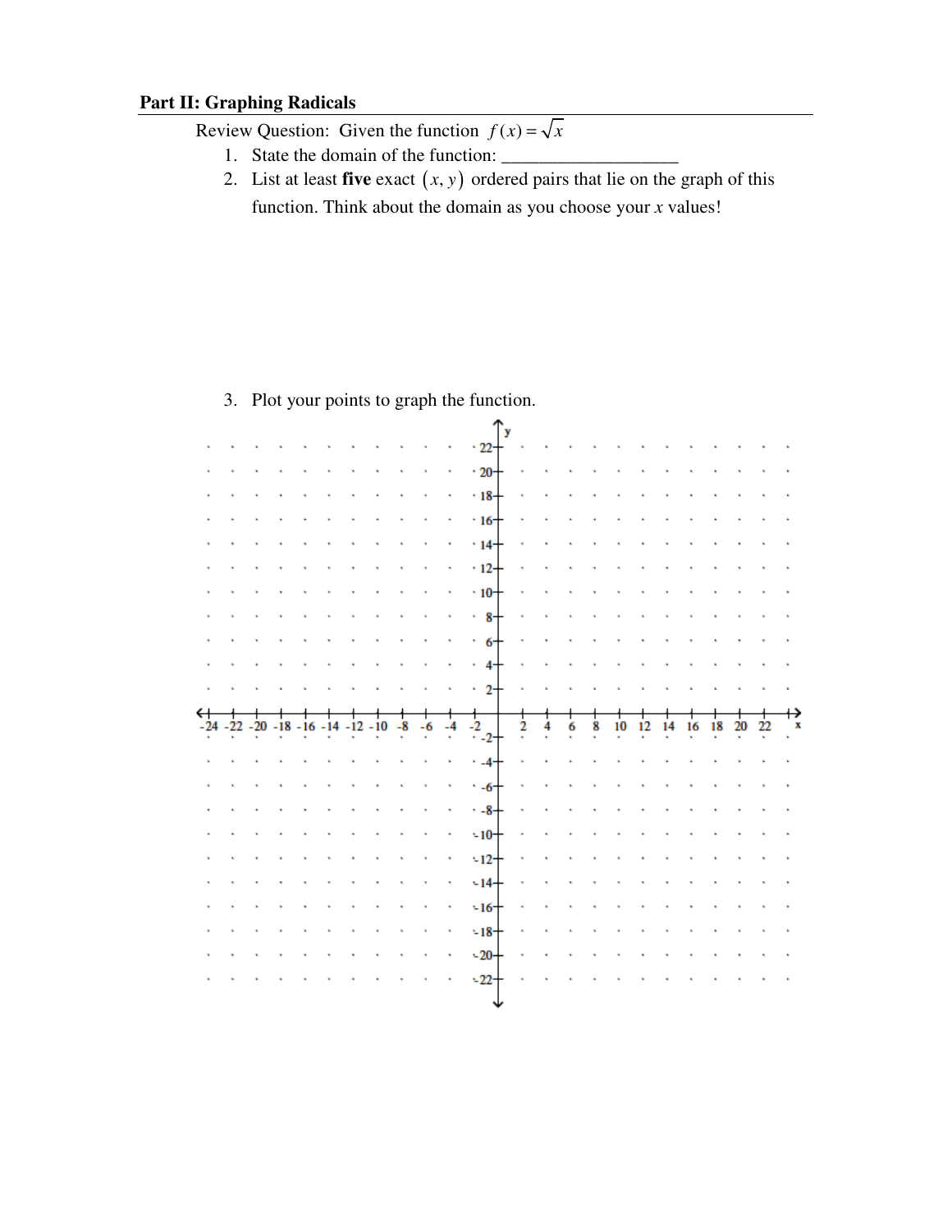## Part II: Graphing Radicals

Review Question: Given the function $f(x) = \sqrt{x}$

1. State the domain of the function: ___________________
2. List at least **five** exact $(x, y)$ ordered pairs that lie on the graph of this function. Think about the domain as you choose your $x$ values!

3. Plot your points to graph the function.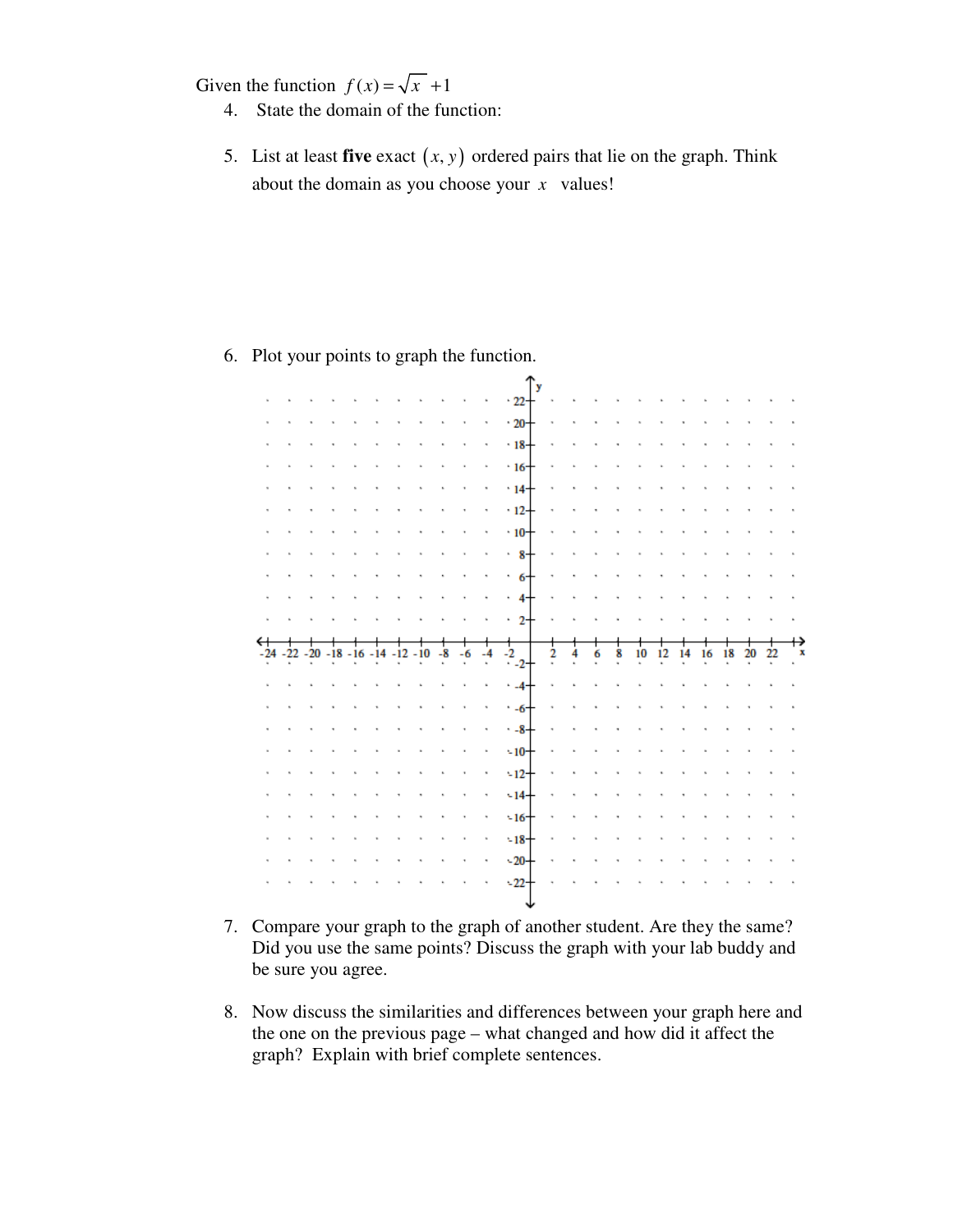Given the function $f(x) = \sqrt{x} + 1$

4. State the domain of the function:

5. List at least **five** exact $(x, y)$ ordered pairs that lie on the graph. Think about the domain as you choose your $x$ values!

6. Plot your points to graph the function.

7. Compare your graph to the graph of another student. Are they the same? Did you use the same points? Discuss the graph with your lab buddy and be sure you agree.

8. Now discuss the similarities and differences between your graph here and the one on the previous page – what changed and how did it affect the graph? Explain with brief complete sentences.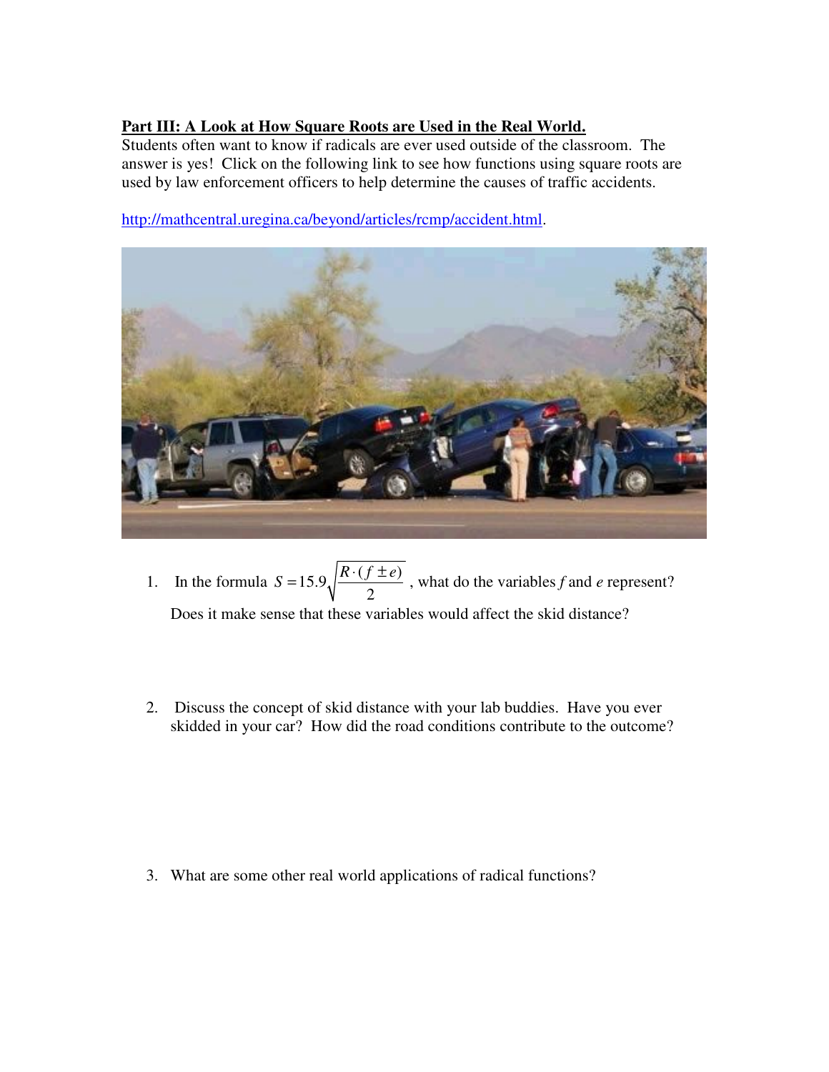**Part III: A Look at How Square Roots are Used in the Real World.**

Students often want to know if radicals are ever used outside of the classroom. The answer is yes! Click on the following link to see how functions using square roots are used by law enforcement officers to help determine the causes of traffic accidents.

http://mathcentral.uregina.ca/beyond/articles/rcmp/accident.html.

1. In the formula $S = 15.9\sqrt{\dfrac{R \cdot (f \pm e)}{2}}$, what do the variables $f$ and $e$ represent? Does it make sense that these variables would affect the skid distance?

2. Discuss the concept of skid distance with your lab buddies. Have you ever skidded in your car? How did the road conditions contribute to the outcome?

3. What are some other real world applications of radical functions?